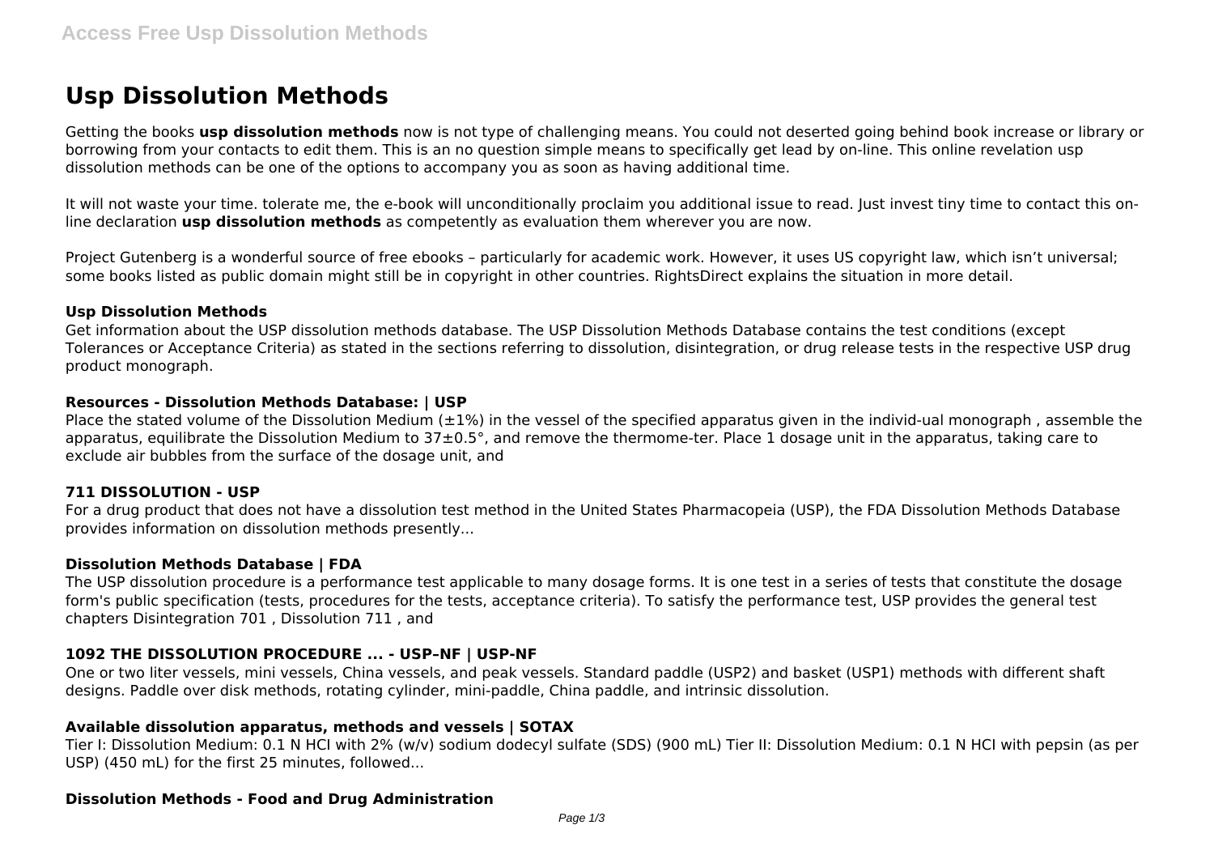# Usp Dissolution Methods

Getting the books **usp dissolution methods** now is not type of challenging means. You could not deserted going behind book increase or library or borrowing from your contacts to edit them. This is an no question simple means to specifically get lead by on-line. This online revelation usp dissolution methods can be one of the options to accompany you as soon as having additional time.

It will not waste your time. tolerate me, the e-book will unconditionally proclaim you additional issue to read. Just invest tiny time to contact this on-line declaration **usp dissolution methods** as competently as evaluation them wherever you are now.

Project Gutenberg is a wonderful source of free ebooks – particularly for academic work. However, it uses US copyright law, which isn't universal; some books listed as public domain might still be in copyright in other countries. RightsDirect explains the situation in more detail.

### Usp Dissolution Methods

Get information about the USP dissolution methods database. The USP Dissolution Methods Database contains the test conditions (except Tolerances or Acceptance Criteria) as stated in the sections referring to dissolution, disintegration, or drug release tests in the respective USP drug product monograph.

### Resources - Dissolution Methods Database: | USP

Place the stated volume of the Dissolution Medium (±1%) in the vessel of the specified apparatus given in the individ-ual monograph , assemble the apparatus, equilibrate the Dissolution Medium to 37±0.5°, and remove the thermome-ter. Place 1 dosage unit in the apparatus, taking care to exclude air bubbles from the surface of the dosage unit, and

### 711 DISSOLUTION - USP

For a drug product that does not have a dissolution test method in the United States Pharmacopeia (USP), the FDA Dissolution Methods Database provides information on dissolution methods presently...

### Dissolution Methods Database | FDA

The USP dissolution procedure is a performance test applicable to many dosage forms. It is one test in a series of tests that constitute the dosage form's public specification (tests, procedures for the tests, acceptance criteria). To satisfy the performance test, USP provides the general test chapters Disintegration 701 , Dissolution 711 , and

### 1092 THE DISSOLUTION PROCEDURE ... - USP–NF | USP-NF

One or two liter vessels, mini vessels, China vessels, and peak vessels. Standard paddle (USP2) and basket (USP1) methods with different shaft designs. Paddle over disk methods, rotating cylinder, mini-paddle, China paddle, and intrinsic dissolution.

### Available dissolution apparatus, methods and vessels | SOTAX

Tier I: Dissolution Medium: 0.1 N HCl with 2% (w/v) sodium dodecyl sulfate (SDS) (900 mL) Tier II: Dissolution Medium: 0.1 N HCl with pepsin (as per USP) (450 mL) for the first 25 minutes, followed...

### Dissolution Methods - Food and Drug Administration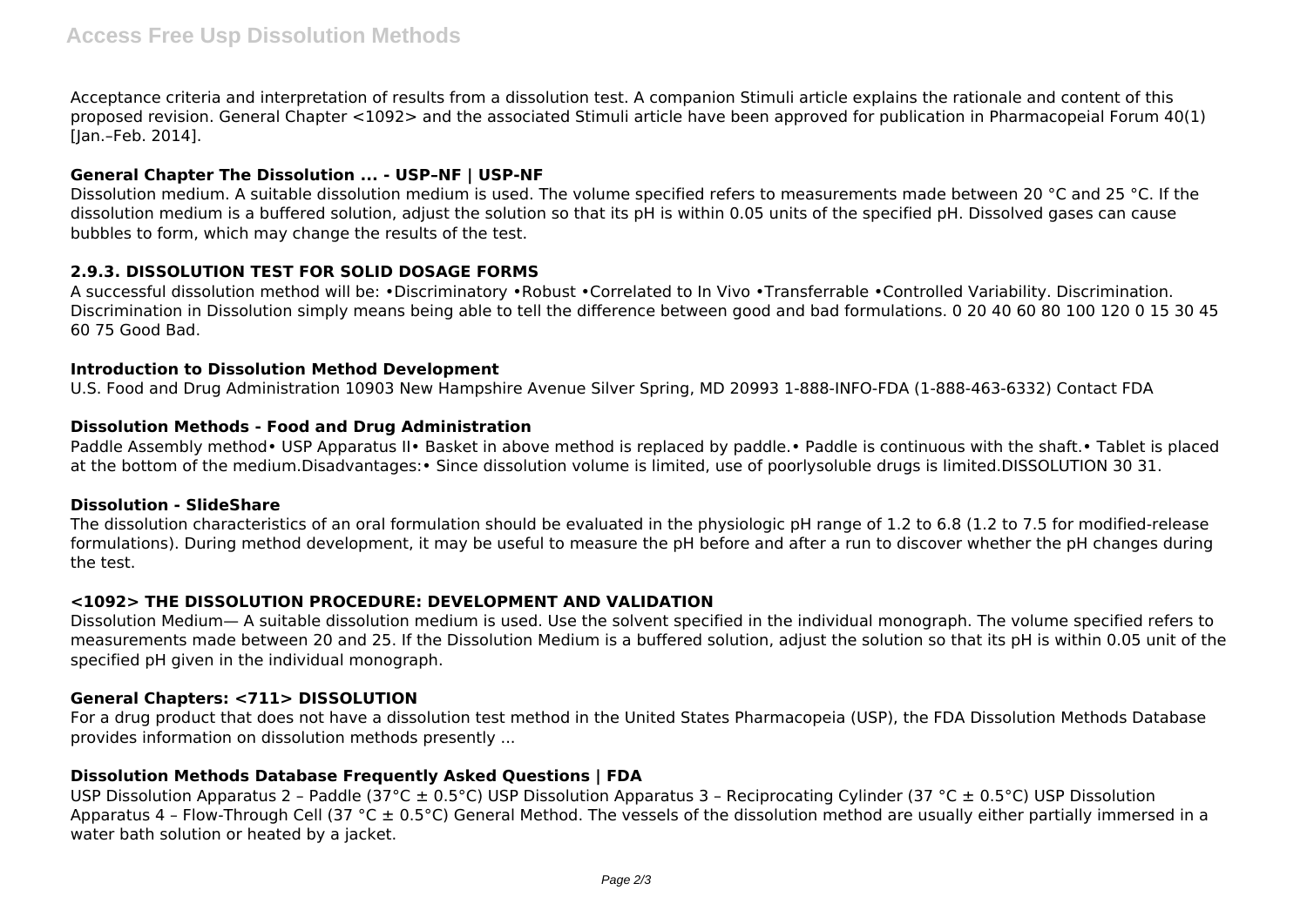Acceptance criteria and interpretation of results from a dissolution test. A companion Stimuli article explains the rationale and content of this proposed revision. General Chapter <1092> and the associated Stimuli article have been approved for publication in Pharmacopeial Forum 40(1) [Jan.–Feb. 2014].

### General Chapter The Dissolution ... - USP–NF | USP-NF

Dissolution medium. A suitable dissolution medium is used. The volume specified refers to measurements made between 20 °C and 25 °C. If the dissolution medium is a buffered solution, adjust the solution so that its pH is within 0.05 units of the specified pH. Dissolved gases can cause bubbles to form, which may change the results of the test.

### 2.9.3. DISSOLUTION TEST FOR SOLID DOSAGE FORMS

A successful dissolution method will be: •Discriminatory •Robust •Correlated to In Vivo •Transferrable •Controlled Variability. Discrimination. Discrimination in Dissolution simply means being able to tell the difference between good and bad formulations. 0 20 40 60 80 100 120 0 15 30 45 60 75 Good Bad.

### Introduction to Dissolution Method Development

U.S. Food and Drug Administration 10903 New Hampshire Avenue Silver Spring, MD 20993 1-888-INFO-FDA (1-888-463-6332) Contact FDA

### Dissolution Methods - Food and Drug Administration

Paddle Assembly method• USP Apparatus II• Basket in above method is replaced by paddle.• Paddle is continuous with the shaft.• Tablet is placed at the bottom of the medium.Disadvantages:• Since dissolution volume is limited, use of poorlysoluble drugs is limited.DISSOLUTION 30 31.

### Dissolution - SlideShare

The dissolution characteristics of an oral formulation should be evaluated in the physiologic pH range of 1.2 to 6.8 (1.2 to 7.5 for modified-release formulations). During method development, it may be useful to measure the pH before and after a run to discover whether the pH changes during the test.

### <1092> THE DISSOLUTION PROCEDURE: DEVELOPMENT AND VALIDATION

Dissolution Medium— A suitable dissolution medium is used. Use the solvent specified in the individual monograph. The volume specified refers to measurements made between 20 and 25. If the Dissolution Medium is a buffered solution, adjust the solution so that its pH is within 0.05 unit of the specified pH given in the individual monograph.

### General Chapters: <711> DISSOLUTION

For a drug product that does not have a dissolution test method in the United States Pharmacopeia (USP), the FDA Dissolution Methods Database provides information on dissolution methods presently ...

### Dissolution Methods Database Frequently Asked Questions | FDA

USP Dissolution Apparatus 2 – Paddle (37°C ± 0.5°C) USP Dissolution Apparatus 3 – Reciprocating Cylinder (37 °C ± 0.5°C) USP Dissolution Apparatus 4 – Flow-Through Cell (37 °C ± 0.5°C) General Method. The vessels of the dissolution method are usually either partially immersed in a water bath solution or heated by a jacket.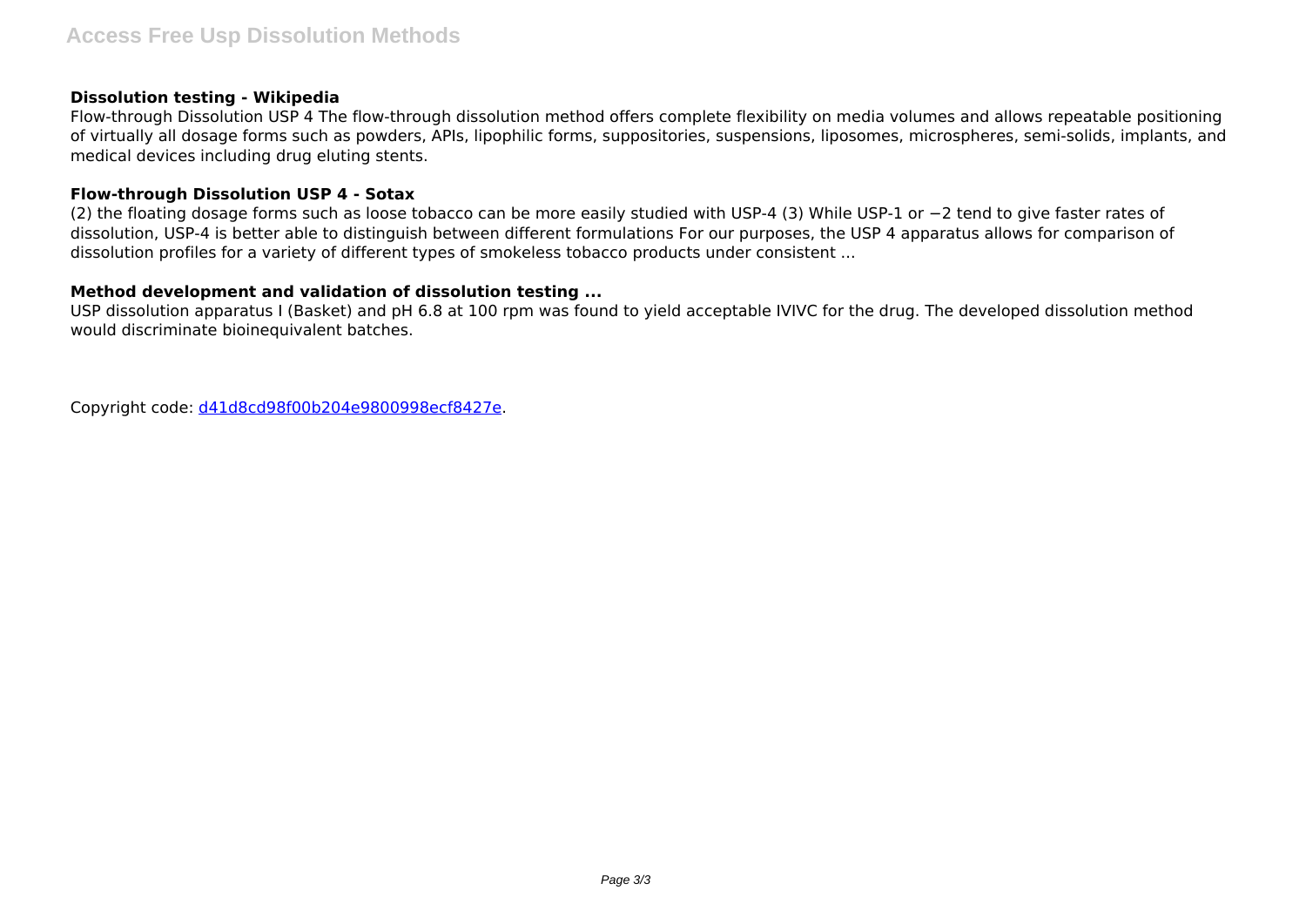**Dissolution testing - Wikipedia**

Flow-through Dissolution USP 4 The flow-through dissolution method offers complete flexibility on media volumes and allows repeatable positioning of virtually all dosage forms such as powders, APIs, lipophilic forms, suppositories, suspensions, liposomes, microspheres, semi-solids, implants, and medical devices including drug eluting stents.

**Flow-through Dissolution USP 4 - Sotax**

(2) the floating dosage forms such as loose tobacco can be more easily studied with USP-4 (3) While USP-1 or −2 tend to give faster rates of dissolution, USP-4 is better able to distinguish between different formulations For our purposes, the USP 4 apparatus allows for comparison of dissolution profiles for a variety of different types of smokeless tobacco products under consistent ...

**Method development and validation of dissolution testing ...**

USP dissolution apparatus I (Basket) and pH 6.8 at 100 rpm was found to yield acceptable IVIVC for the drug. The developed dissolution method would discriminate bioinequivalent batches.

Copyright code: d41d8cd98f00b204e9800998ecf8427e.